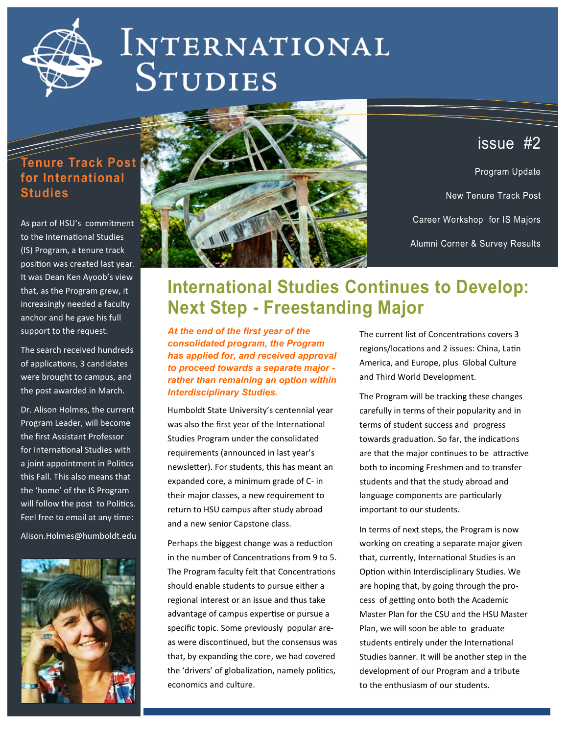# International Studies

## issue #2

Program Update

New Tenure Track Post

Career Workshop for IS Majors

Alumni Corner & Survey Results

## Tenure Track Post for International Studies

As part of HSU's commitment to the International Studies (IS) Program, a tenure track position was created last year. It was Dean Ken Ayoob's view that, as the Program grew, it increasingly needed a faculty anchor and he gave his full support to the request.

The search received hundreds of applications, 3 candidates were brought to campus, and the post awarded in March.

Dr. Alison Holmes, the current Program Leader, will become the first Assistant Professor for International Studies with a joint appointment in Politics this Fall. This also means that the 'home' of the IS Program will follow the post to Politics. Feel free to email at any time:

Alison.Holmes@humboldt.edu

## International Studies Continues to Develop: Next Step - Freestanding Major

***At the end of the first year of the consolidated program, the Program has applied for, and received approval to proceed towards a separate major - rather than remaining an option within Interdisciplinary Studies.***

Humboldt State University's centennial year was also the first year of the International Studies Program under the consolidated requirements (announced in last year's newsletter). For students, this has meant an expanded core, a minimum grade of C- in their major classes, a new requirement to return to HSU campus after study abroad and a new senior Capstone class.

Perhaps the biggest change was a reduction in the number of Concentrations from 9 to 5. The Program faculty felt that Concentrations should enable students to pursue either a regional interest or an issue and thus take advantage of campus expertise or pursue a specific topic. Some previously popular areas were discontinued, but the consensus was that, by expanding the core, we had covered the 'drivers' of globalization, namely politics, economics and culture.

The current list of Concentrations covers 3 regions/locations and 2 issues: China, Latin America, and Europe, plus Global Culture and Third World Development.

The Program will be tracking these changes carefully in terms of their popularity and in terms of student success and progress towards graduation. So far, the indications are that the major continues to be attractive both to incoming Freshmen and to transfer students and that the study abroad and language components are particularly important to our students.

In terms of next steps, the Program is now working on creating a separate major given that, currently, International Studies is an Option within Interdisciplinary Studies. We are hoping that, by going through the process of getting onto both the Academic Master Plan for the CSU and the HSU Master Plan, we will soon be able to graduate students entirely under the International Studies banner. It will be another step in the development of our Program and a tribute to the enthusiasm of our students.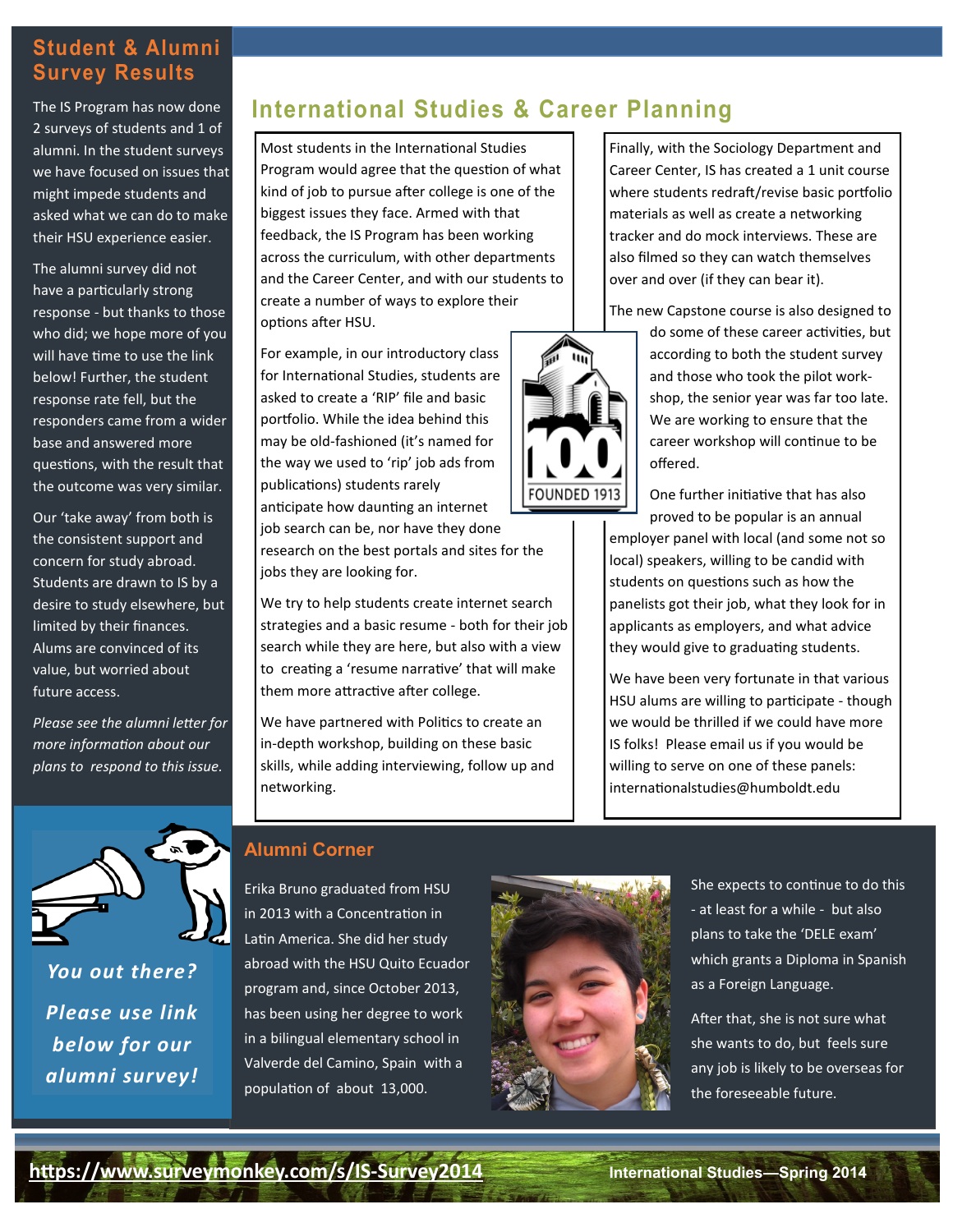## Student & Alumni Survey Results

The IS Program has now done 2 surveys of students and 1 of alumni. In the student surveys we have focused on issues that might impede students and asked what we can do to make their HSU experience easier.

The alumni survey did not have a particularly strong response - but thanks to those who did; we hope more of you will have time to use the link below! Further, the student response rate fell, but the responders came from a wider base and answered more questions, with the result that the outcome was very similar.

Our 'take away' from both is the consistent support and concern for study abroad. Students are drawn to IS by a desire to study elsewhere, but limited by their finances. Alums are convinced of its value, but worried about future access.

*Please see the alumni letter for more information about our plans to respond to this issue.*

***You out there? Please use link below for our alumni survey!***

## International Studies & Career Planning

Most students in the International Studies Program would agree that the question of what kind of job to pursue after college is one of the biggest issues they face. Armed with that feedback, the IS Program has been working across the curriculum, with other departments and the Career Center, and with our students to create a number of ways to explore their options after HSU.

For example, in our introductory class for International Studies, students are asked to create a 'RIP' file and basic portfolio. While the idea behind this may be old-fashioned (it's named for the way we used to 'rip' job ads from publications) students rarely anticipate how daunting an internet job search can be, nor have they done research on the best portals and sites for the jobs they are looking for.

We try to help students create internet search strategies and a basic resume - both for their job search while they are here, but also with a view to creating a 'resume narrative' that will make them more attractive after college.

We have partnered with Politics to create an in-depth workshop, building on these basic skills, while adding interviewing, follow up and networking.

100 FOUNDED 1913

Finally, with the Sociology Department and Career Center, IS has created a 1 unit course where students redraft/revise basic portfolio materials as well as create a networking tracker and do mock interviews. These are also filmed so they can watch themselves over and over (if they can bear it).

The new Capstone course is also designed to do some of these career activities, but according to both the student survey and those who took the pilot work-shop, the senior year was far too late. We are working to ensure that the career workshop will continue to be offered.

One further initiative that has also proved to be popular is an annual employer panel with local (and some not so local) speakers, willing to be candid with students on questions such as how the panelists got their job, what they look for in applicants as employers, and what advice they would give to graduating students.

We have been very fortunate in that various HSU alums are willing to participate - though we would be thrilled if we could have more IS folks! Please email us if you would be willing to serve on one of these panels: internationalstudies@humboldt.edu

## Alumni Corner

Erika Bruno graduated from HSU in 2013 with a Concentration in Latin America. She did her study abroad with the HSU Quito Ecuador program and, since October 2013, has been using her degree to work in a bilingual elementary school in Valverde del Camino, Spain with a population of about 13,000.

She expects to continue to do this - at least for a while - but also plans to take the 'DELE exam' which grants a Diploma in Spanish as a Foreign Language.

After that, she is not sure what she wants to do, but feels sure any job is likely to be overseas for the foreseeable future.

**https://www.surveymonkey.com/s/IS-Survey2014**

**International Studies—Spring 2014**